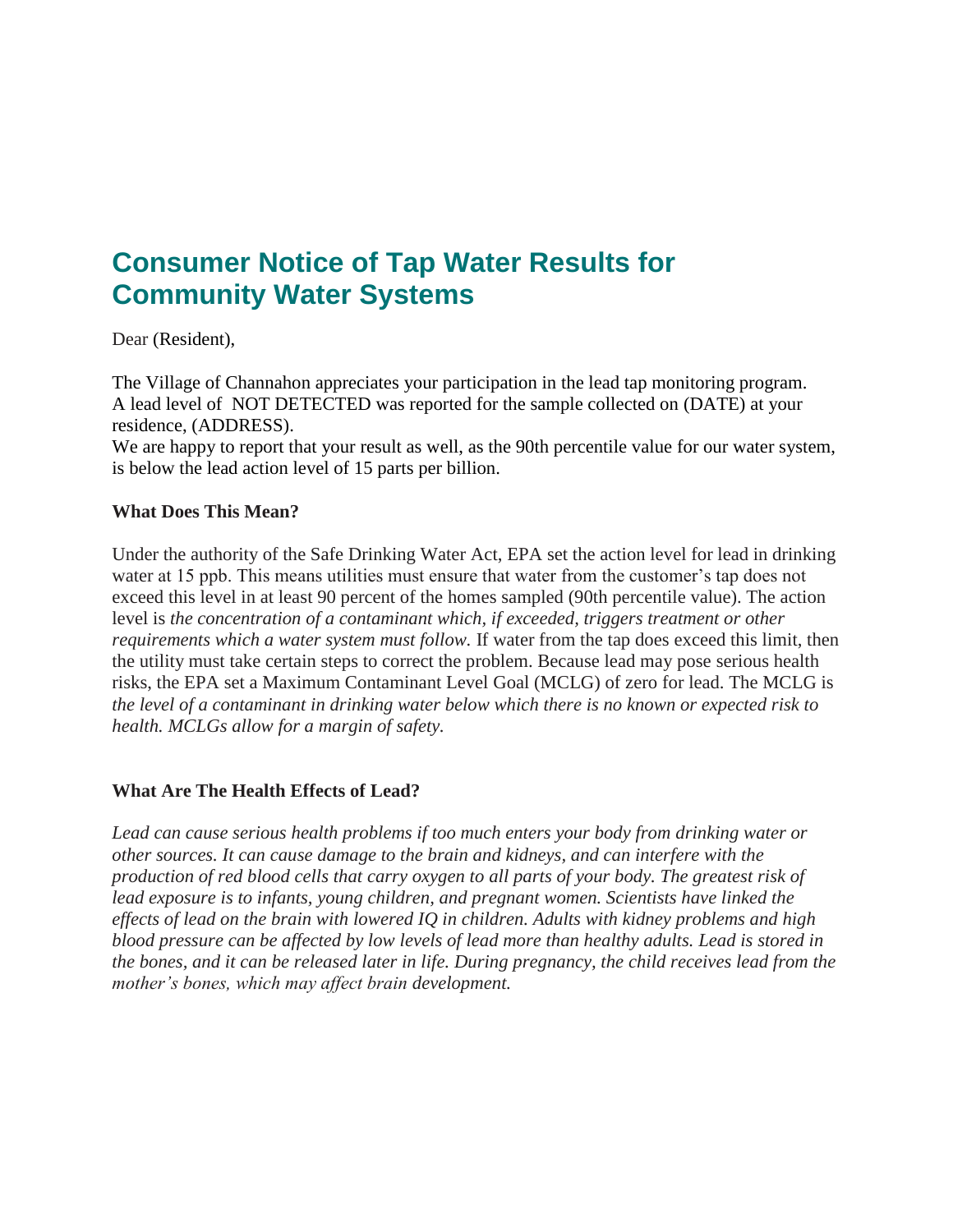# Consumer Notice of Tap Water Results for Community Water Systems

Dear (Resident),

The Village of Channahon appreciates your participation in the lead tap monitoring program. A lead level of NOT DETECTED was reported for the sample collected on (DATE) at your residence, (ADDRESS).
We are happy to report that your result as well, as the 90th percentile value for our water system, is below the lead action level of 15 parts per billion.

**What Does This Mean?**

Under the authority of the Safe Drinking Water Act, EPA set the action level for lead in drinking water at 15 ppb. This means utilities must ensure that water from the customer's tap does not exceed this level in at least 90 percent of the homes sampled (90th percentile value). The action level is *the concentration of a contaminant which, if exceeded, triggers treatment or other requirements which a water system must follow.* If water from the tap does exceed this limit, then the utility must take certain steps to correct the problem. Because lead may pose serious health risks, the EPA set a Maximum Contaminant Level Goal (MCLG) of zero for lead. The MCLG is *the level of a contaminant in drinking water below which there is no known or expected risk to health. MCLGs allow for a margin of safety.*

**What Are The Health Effects of Lead?**

*Lead can cause serious health problems if too much enters your body from drinking water or other sources. It can cause damage to the brain and kidneys, and can interfere with the production of red blood cells that carry oxygen to all parts of your body. The greatest risk of lead exposure is to infants, young children, and pregnant women. Scientists have linked the effects of lead on the brain with lowered IQ in children. Adults with kidney problems and high blood pressure can be affected by low levels of lead more than healthy adults. Lead is stored in the bones, and it can be released later in life. During pregnancy, the child receives lead from the mother's bones, which may affect brain* development.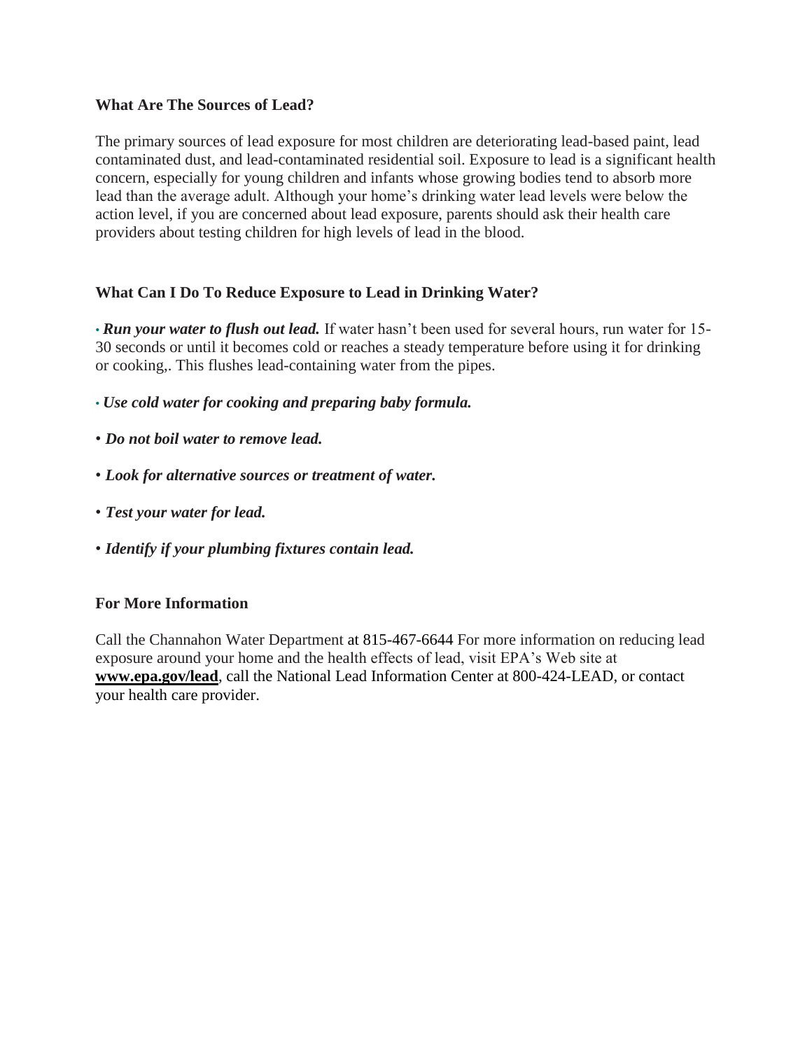### What Are The Sources of Lead?

The primary sources of lead exposure for most children are deteriorating lead-based paint, lead contaminated dust, and lead-contaminated residential soil. Exposure to lead is a significant health concern, especially for young children and infants whose growing bodies tend to absorb more lead than the average adult. Although your home's drinking water lead levels were below the action level, if you are concerned about lead exposure, parents should ask their health care providers about testing children for high levels of lead in the blood.

### What Can I Do To Reduce Exposure to Lead in Drinking Water?

- ***Run your water to flush out lead.*** If water hasn't been used for several hours, run water for 15-30 seconds or until it becomes cold or reaches a steady temperature before using it for drinking or cooking,. This flushes lead-containing water from the pipes.

- ***Use cold water for cooking and preparing baby formula.***

- ***Do not boil water to remove lead.***

- ***Look for alternative sources or treatment of water.***

- ***Test your water for lead.***

- ***Identify if your plumbing fixtures contain lead.***

### For More Information

Call the Channahon Water Department at 815-467-6644 For more information on reducing lead exposure around your home and the health effects of lead, visit EPA's Web site at **www.epa.gov/lead**, call the National Lead Information Center at 800-424-LEAD, or contact your health care provider.